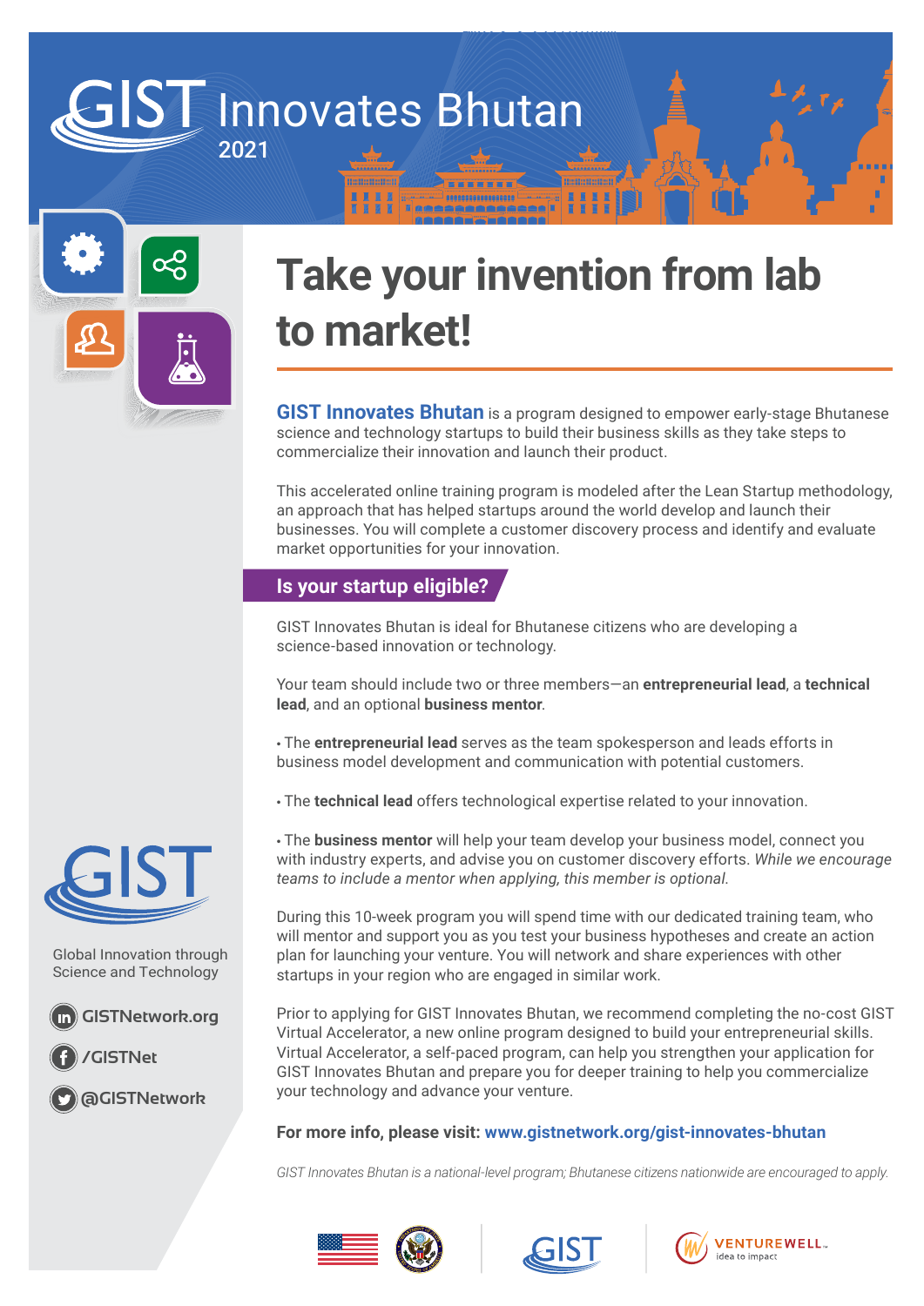# GIST Innovates Bhutan 2021

# Take your invention from lab to market!

**GIST Innovates Bhutan** is a program designed to empower early-stage Bhutanese science and technology startups to build their business skills as they take steps to commercialize their innovation and launch their product.

This accelerated online training program is modeled after the Lean Startup methodology, an approach that has helped startups around the world develop and launch their businesses. You will complete a customer discovery process and identify and evaluate market opportunities for your innovation.

## Is your startup eligible?

GIST Innovates Bhutan is ideal for Bhutanese citizens who are developing a science-based innovation or technology.

Your team should include two or three members—an **entrepreneurial lead**, a **technical lead**, and an optional **business mentor**.

- The **entrepreneurial lead** serves as the team spokesperson and leads efforts in business model development and communication with potential customers.
- The **technical lead** offers technological expertise related to your innovation.
- The **business mentor** will help your team develop your business model, connect you with industry experts, and advise you on customer discovery efforts. *While we encourage teams to include a mentor when applying, this member is optional.*

During this 10-week program you will spend time with our dedicated training team, who will mentor and support you as you test your business hypotheses and create an action plan for launching your venture. You will network and share experiences with other startups in your region who are engaged in similar work.

Prior to applying for GIST Innovates Bhutan, we recommend completing the no-cost GIST Virtual Accelerator, a new online program designed to build your entrepreneurial skills. Virtual Accelerator, a self-paced program, can help you strengthen your application for GIST Innovates Bhutan and prepare you for deeper training to help you commercialize your technology and advance your venture.

**For more info, please visit: www.gistnetwork.org/gist-innovates-bhutan**

*GIST Innovates Bhutan is a national-level program; Bhutanese citizens nationwide are encouraged to apply.*

GIST

Global Innovation through Science and Technology

GISTNetwork.org

/GISTNet

@GISTNetwork

VENTUREWELL idea to impact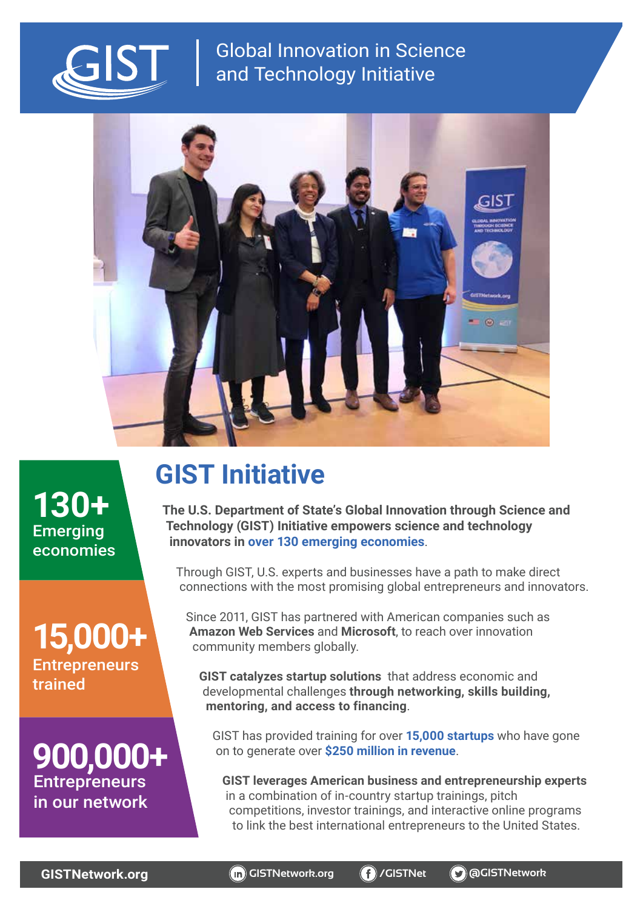# GIST | Global Innovation in Science and Technology Initiative

**130+**
Emerging economies

**15,000+**
Entrepreneurs trained

**900,000+**
Entrepreneurs in our network

## GIST Initiative

**The U.S. Department of State's Global Innovation through Science and Technology (GIST) Initiative empowers science and technology innovators in over 130 emerging economies.**

Through GIST, U.S. experts and businesses have a path to make direct connections with the most promising global entrepreneurs and innovators.

Since 2011, GIST has partnered with American companies such as **Amazon Web Services** and **Microsoft**, to reach over innovation community members globally.

**GIST catalyzes startup solutions** that address economic and developmental challenges **through networking, skills building, mentoring, and access to financing**.

GIST has provided training for over **15,000 startups** who have gone on to generate over **$250 million in revenue**.

**GIST leverages American business and entrepreneurship experts** in a combination of in-country startup trainings, pitch competitions, investor trainings, and interactive online programs to link the best international entrepreneurs to the United States.

**GISTNetwork.org** | GISTNetwork.org | /GISTNet | @GISTNetwork